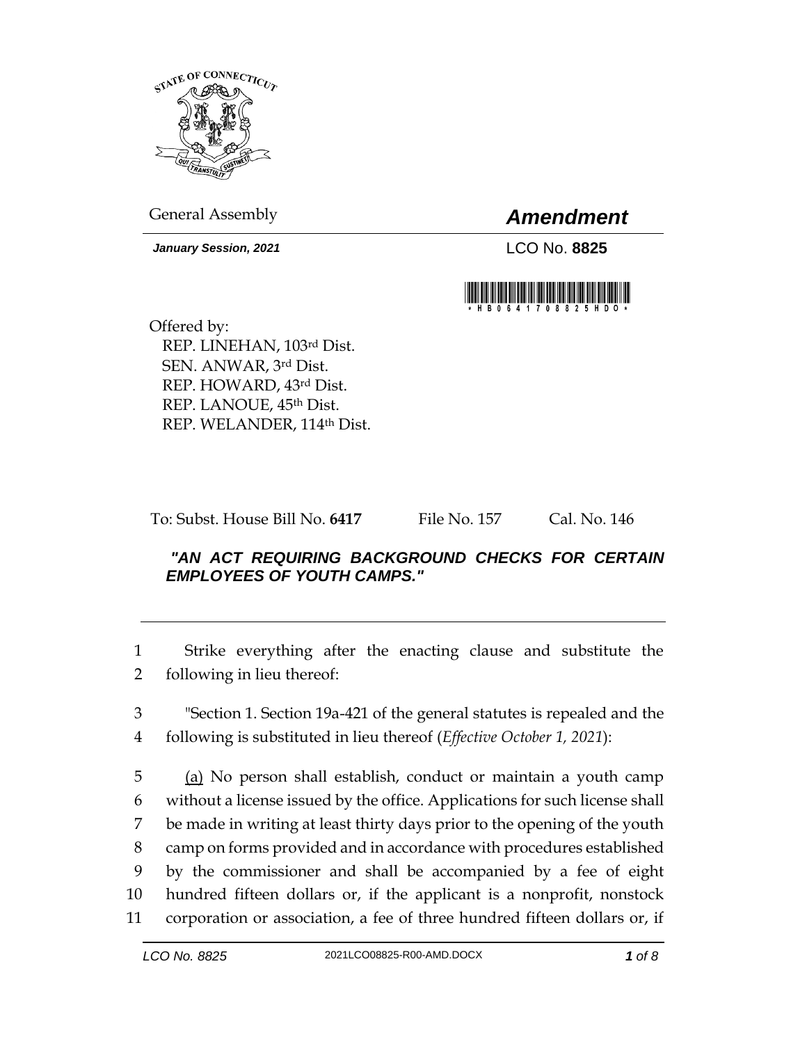STATE OF CONNECTICUT

General Assembly

# *Amendment*

***January Session, 2021***

LCO No. **8825**

Offered by:
REP. LINEHAN, 103rd Dist.
SEN. ANWAR, 3rd Dist.
REP. HOWARD, 43rd Dist.
REP. LANOUE, 45th Dist.
REP. WELANDER, 114th Dist.

To: Subst. House Bill No. **6417** File No. 157 Cal. No. 146

***"AN ACT REQUIRING BACKGROUND CHECKS FOR CERTAIN EMPLOYEES OF YOUTH CAMPS."***

1 Strike everything after the enacting clause and substitute the
2 following in lieu thereof:

3 "Section 1. Section 19a-421 of the general statutes is repealed and the
4 following is substituted in lieu thereof (*Effective October 1, 2021*):

5 (a) No person shall establish, conduct or maintain a youth camp
6 without a license issued by the office. Applications for such license shall
7 be made in writing at least thirty days prior to the opening of the youth
8 camp on forms provided and in accordance with procedures established
9 by the commissioner and shall be accompanied by a fee of eight
10 hundred fifteen dollars or, if the applicant is a nonprofit, nonstock
11 corporation or association, a fee of three hundred fifteen dollars or, if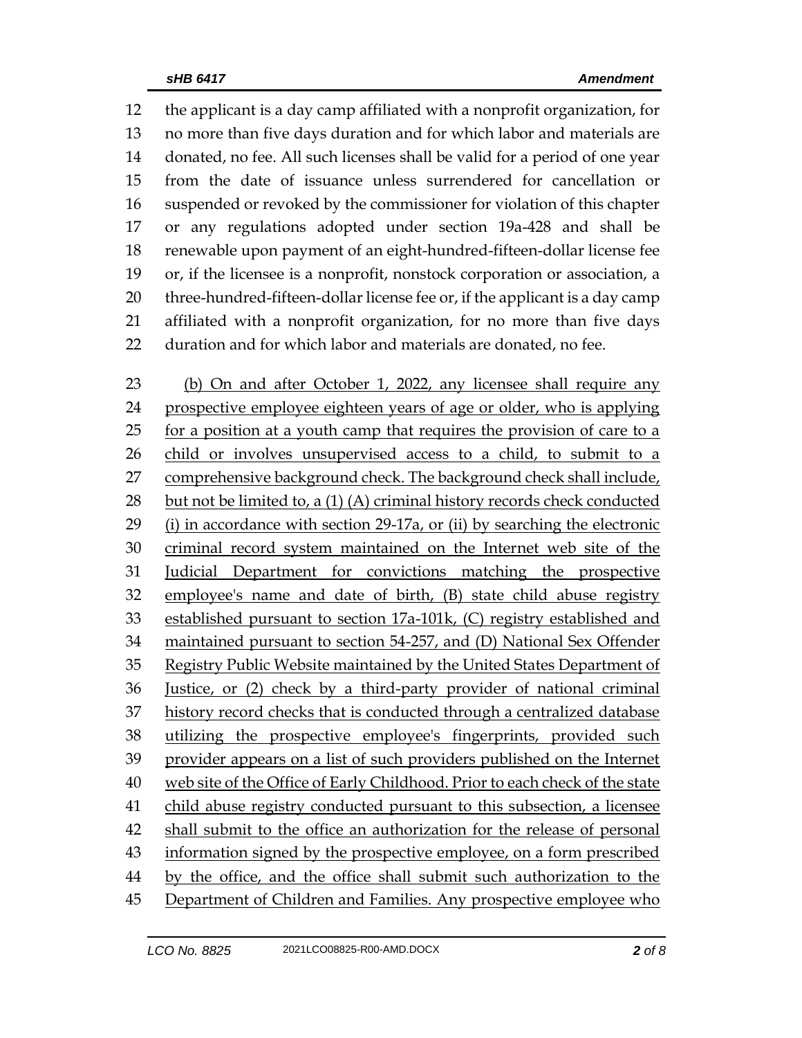the applicant is a day camp affiliated with a nonprofit organization, for no more than five days duration and for which labor and materials are donated, no fee. All such licenses shall be valid for a period of one year from the date of issuance unless surrendered for cancellation or suspended or revoked by the commissioner for violation of this chapter or any regulations adopted under section 19a-428 and shall be renewable upon payment of an eight-hundred-fifteen-dollar license fee or, if the licensee is a nonprofit, nonstock corporation or association, a three-hundred-fifteen-dollar license fee or, if the applicant is a day camp affiliated with a nonprofit organization, for no more than five days duration and for which labor and materials are donated, no fee.

(b) On and after October 1, 2022, any licensee shall require any prospective employee eighteen years of age or older, who is applying for a position at a youth camp that requires the provision of care to a child or involves unsupervised access to a child, to submit to a comprehensive background check. The background check shall include, but not be limited to, a (1) (A) criminal history records check conducted (i) in accordance with section 29-17a, or (ii) by searching the electronic criminal record system maintained on the Internet web site of the Judicial Department for convictions matching the prospective employee's name and date of birth, (B) state child abuse registry established pursuant to section 17a-101k, (C) registry established and maintained pursuant to section 54-257, and (D) National Sex Offender Registry Public Website maintained by the United States Department of Justice, or (2) check by a third-party provider of national criminal history record checks that is conducted through a centralized database utilizing the prospective employee's fingerprints, provided such provider appears on a list of such providers published on the Internet web site of the Office of Early Childhood. Prior to each check of the state child abuse registry conducted pursuant to this subsection, a licensee shall submit to the office an authorization for the release of personal information signed by the prospective employee, on a form prescribed by the office, and the office shall submit such authorization to the Department of Children and Families. Any prospective employee who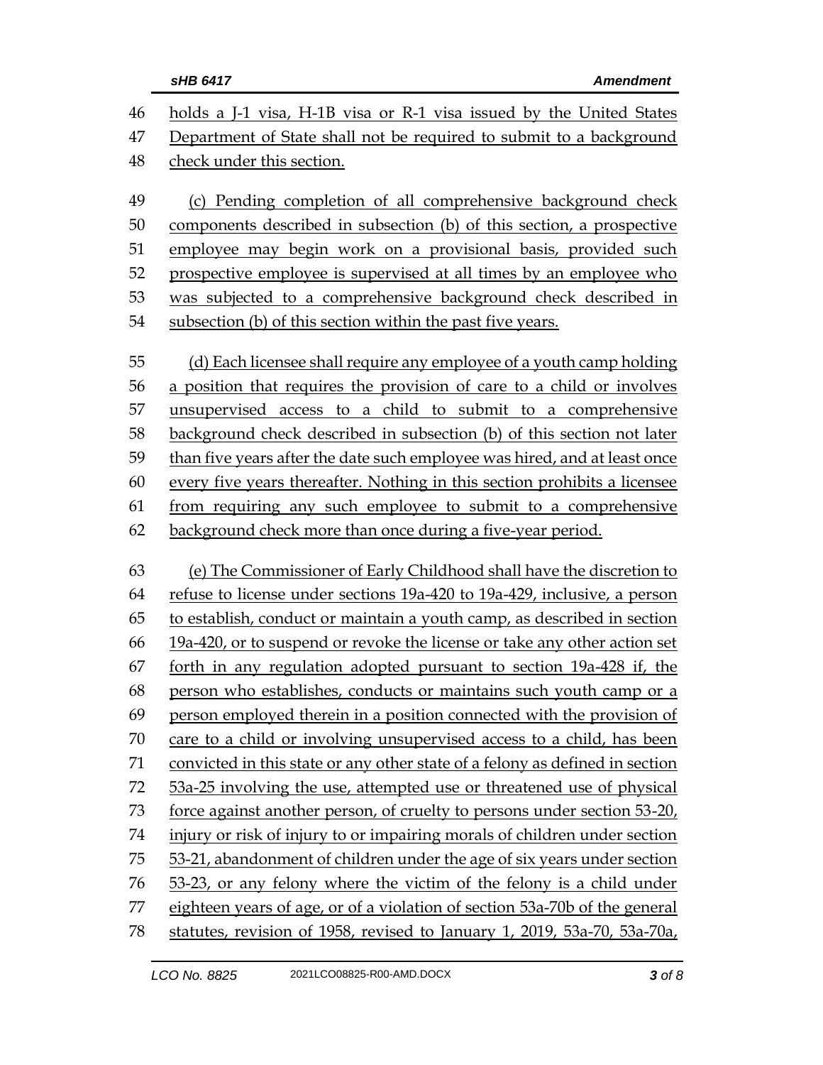holds a J-1 visa, H-1B visa or R-1 visa issued by the United States Department of State shall not be required to submit to a background check under this section.

(c) Pending completion of all comprehensive background check components described in subsection (b) of this section, a prospective employee may begin work on a provisional basis, provided such prospective employee is supervised at all times by an employee who was subjected to a comprehensive background check described in subsection (b) of this section within the past five years.

(d) Each licensee shall require any employee of a youth camp holding a position that requires the provision of care to a child or involves unsupervised access to a child to submit to a comprehensive background check described in subsection (b) of this section not later than five years after the date such employee was hired, and at least once every five years thereafter. Nothing in this section prohibits a licensee from requiring any such employee to submit to a comprehensive background check more than once during a five-year period.

(e) The Commissioner of Early Childhood shall have the discretion to refuse to license under sections 19a-420 to 19a-429, inclusive, a person to establish, conduct or maintain a youth camp, as described in section 19a-420, or to suspend or revoke the license or take any other action set forth in any regulation adopted pursuant to section 19a-428 if, the person who establishes, conducts or maintains such youth camp or a person employed therein in a position connected with the provision of care to a child or involving unsupervised access to a child, has been convicted in this state or any other state of a felony as defined in section 53a-25 involving the use, attempted use or threatened use of physical force against another person, of cruelty to persons under section 53-20, injury or risk of injury to or impairing morals of children under section 53-21, abandonment of children under the age of six years under section 53-23, or any felony where the victim of the felony is a child under eighteen years of age, or of a violation of section 53a-70b of the general statutes, revision of 1958, revised to January 1, 2019, 53a-70, 53a-70a,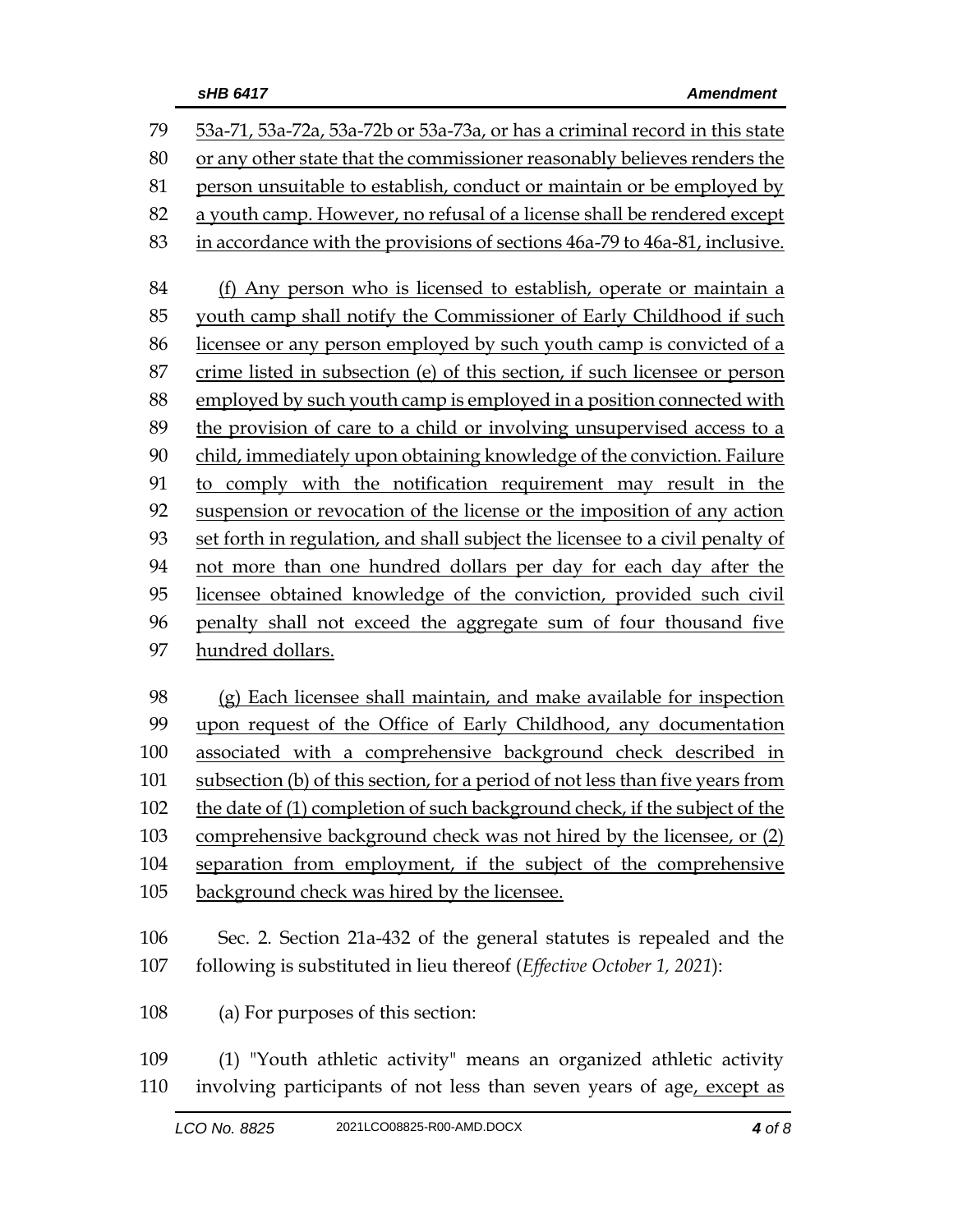53a-71, 53a-72a, 53a-72b or 53a-73a, or has a criminal record in this state or any other state that the commissioner reasonably believes renders the person unsuitable to establish, conduct or maintain or be employed by a youth camp. However, no refusal of a license shall be rendered except in accordance with the provisions of sections 46a-79 to 46a-81, inclusive.

(f) Any person who is licensed to establish, operate or maintain a youth camp shall notify the Commissioner of Early Childhood if such licensee or any person employed by such youth camp is convicted of a crime listed in subsection (e) of this section, if such licensee or person employed by such youth camp is employed in a position connected with the provision of care to a child or involving unsupervised access to a child, immediately upon obtaining knowledge of the conviction. Failure to comply with the notification requirement may result in the suspension or revocation of the license or the imposition of any action set forth in regulation, and shall subject the licensee to a civil penalty of not more than one hundred dollars per day for each day after the licensee obtained knowledge of the conviction, provided such civil penalty shall not exceed the aggregate sum of four thousand five hundred dollars.

(g) Each licensee shall maintain, and make available for inspection upon request of the Office of Early Childhood, any documentation associated with a comprehensive background check described in subsection (b) of this section, for a period of not less than five years from the date of (1) completion of such background check, if the subject of the comprehensive background check was not hired by the licensee, or (2) separation from employment, if the subject of the comprehensive background check was hired by the licensee.

Sec. 2. Section 21a-432 of the general statutes is repealed and the following is substituted in lieu thereof (*Effective October 1, 2021*):

(a) For purposes of this section:

(1) "Youth athletic activity" means an organized athletic activity involving participants of not less than seven years of age, except as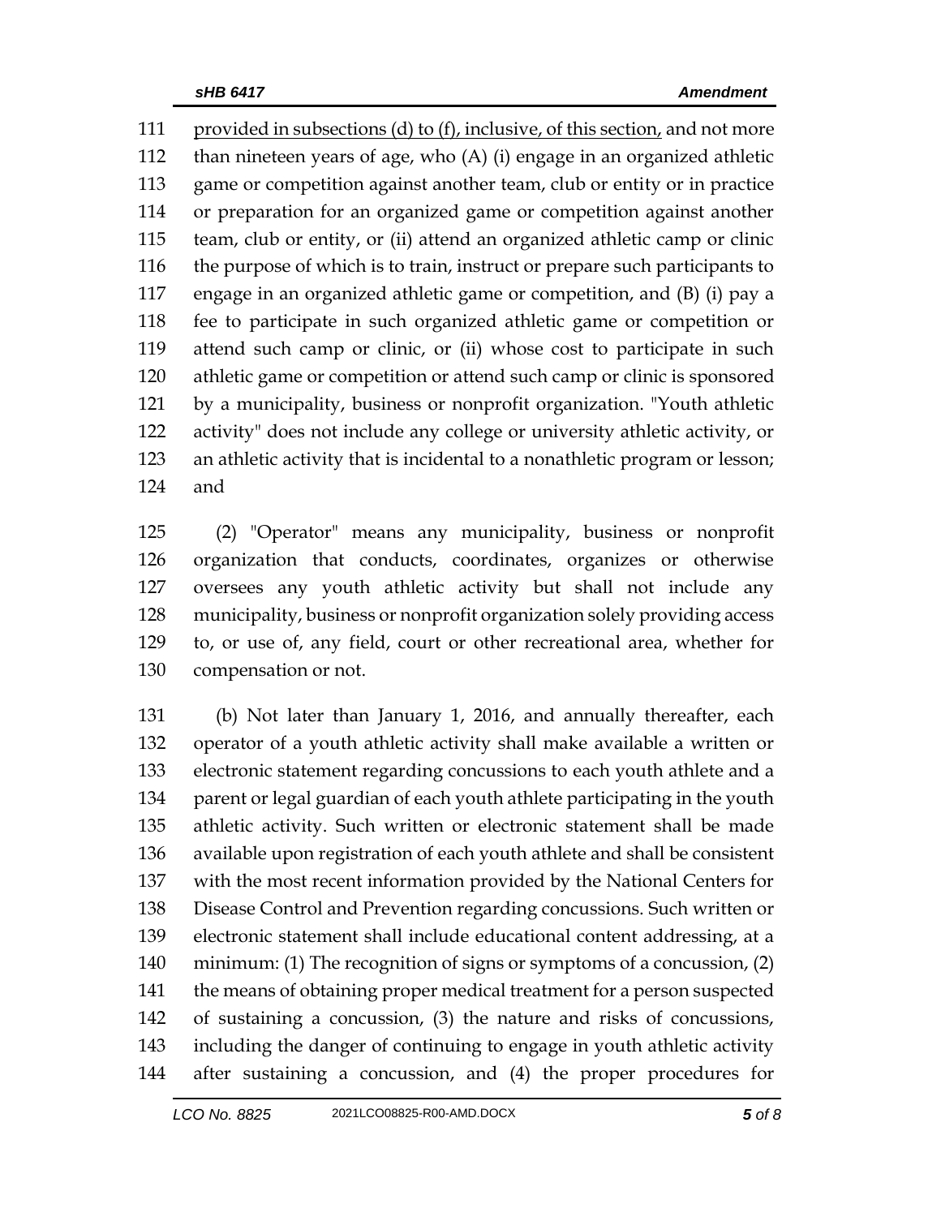provided in subsections (d) to (f), inclusive, of this section, and not more than nineteen years of age, who (A) (i) engage in an organized athletic game or competition against another team, club or entity or in practice or preparation for an organized game or competition against another team, club or entity, or (ii) attend an organized athletic camp or clinic the purpose of which is to train, instruct or prepare such participants to engage in an organized athletic game or competition, and (B) (i) pay a fee to participate in such organized athletic game or competition or attend such camp or clinic, or (ii) whose cost to participate in such athletic game or competition or attend such camp or clinic is sponsored by a municipality, business or nonprofit organization. "Youth athletic activity" does not include any college or university athletic activity, or an athletic activity that is incidental to a nonathletic program or lesson; and

(2) "Operator" means any municipality, business or nonprofit organization that conducts, coordinates, organizes or otherwise oversees any youth athletic activity but shall not include any municipality, business or nonprofit organization solely providing access to, or use of, any field, court or other recreational area, whether for compensation or not.

(b) Not later than January 1, 2016, and annually thereafter, each operator of a youth athletic activity shall make available a written or electronic statement regarding concussions to each youth athlete and a parent or legal guardian of each youth athlete participating in the youth athletic activity. Such written or electronic statement shall be made available upon registration of each youth athlete and shall be consistent with the most recent information provided by the National Centers for Disease Control and Prevention regarding concussions. Such written or electronic statement shall include educational content addressing, at a minimum: (1) The recognition of signs or symptoms of a concussion, (2) the means of obtaining proper medical treatment for a person suspected of sustaining a concussion, (3) the nature and risks of concussions, including the danger of continuing to engage in youth athletic activity after sustaining a concussion, and (4) the proper procedures for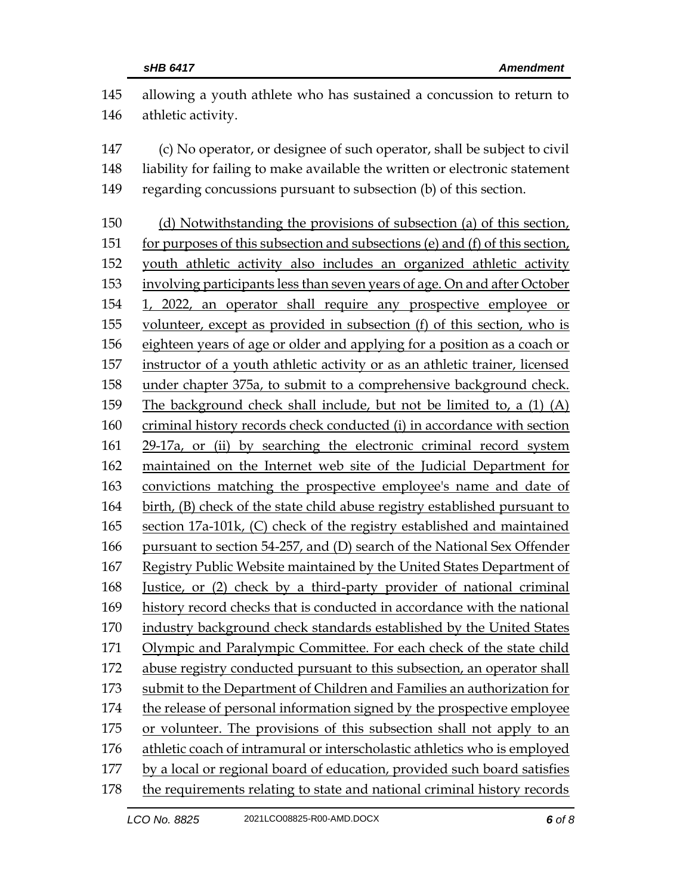allowing a youth athlete who has sustained a concussion to return to athletic activity.

(c) No operator, or designee of such operator, shall be subject to civil liability for failing to make available the written or electronic statement regarding concussions pursuant to subsection (b) of this section.

<u>(d) Notwithstanding the provisions of subsection (a) of this section, for purposes of this subsection and subsections (e) and (f) of this section, youth athletic activity also includes an organized athletic activity involving participants less than seven years of age. On and after October 1, 2022, an operator shall require any prospective employee or volunteer, except as provided in subsection (f) of this section, who is eighteen years of age or older and applying for a position as a coach or instructor of a youth athletic activity or as an athletic trainer, licensed under chapter 375a, to submit to a comprehensive background check. The background check shall include, but not be limited to, a (1) (A) criminal history records check conducted (i) in accordance with section 29-17a, or (ii) by searching the electronic criminal record system maintained on the Internet web site of the Judicial Department for convictions matching the prospective employee's name and date of birth, (B) check of the state child abuse registry established pursuant to section 17a-101k, (C) check of the registry established and maintained pursuant to section 54-257, and (D) search of the National Sex Offender Registry Public Website maintained by the United States Department of Justice, or (2) check by a third-party provider of national criminal history record checks that is conducted in accordance with the national industry background check standards established by the United States Olympic and Paralympic Committee. For each check of the state child abuse registry conducted pursuant to this subsection, an operator shall submit to the Department of Children and Families an authorization for the release of personal information signed by the prospective employee or volunteer. The provisions of this subsection shall not apply to an athletic coach of intramural or interscholastic athletics who is employed by a local or regional board of education, provided such board satisfies the requirements relating to state and national criminal history records</u>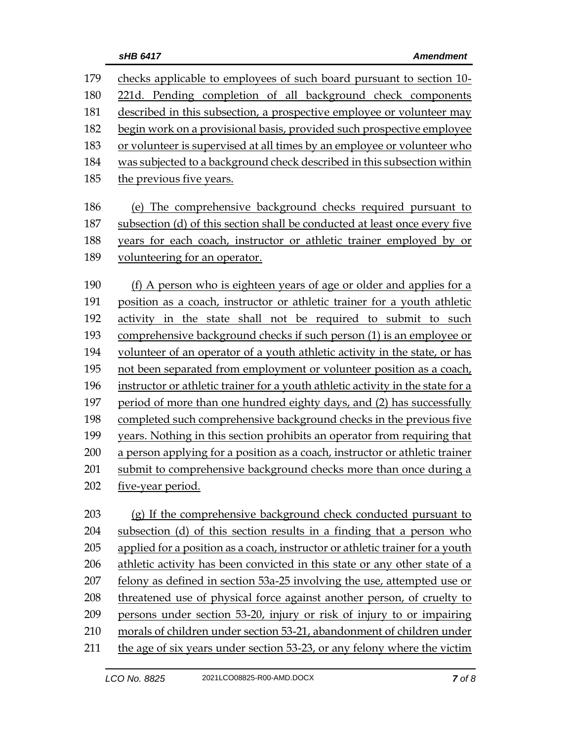checks applicable to employees of such board pursuant to section 10-221d. Pending completion of all background check components described in this subsection, a prospective employee or volunteer may begin work on a provisional basis, provided such prospective employee or volunteer is supervised at all times by an employee or volunteer who was subjected to a background check described in this subsection within the previous five years.

(e) The comprehensive background checks required pursuant to subsection (d) of this section shall be conducted at least once every five years for each coach, instructor or athletic trainer employed by or volunteering for an operator.

(f) A person who is eighteen years of age or older and applies for a position as a coach, instructor or athletic trainer for a youth athletic activity in the state shall not be required to submit to such comprehensive background checks if such person (1) is an employee or volunteer of an operator of a youth athletic activity in the state, or has not been separated from employment or volunteer position as a coach, instructor or athletic trainer for a youth athletic activity in the state for a period of more than one hundred eighty days, and (2) has successfully completed such comprehensive background checks in the previous five years. Nothing in this section prohibits an operator from requiring that a person applying for a position as a coach, instructor or athletic trainer submit to comprehensive background checks more than once during a five-year period.

(g) If the comprehensive background check conducted pursuant to subsection (d) of this section results in a finding that a person who applied for a position as a coach, instructor or athletic trainer for a youth athletic activity has been convicted in this state or any other state of a felony as defined in section 53a-25 involving the use, attempted use or threatened use of physical force against another person, of cruelty to persons under section 53-20, injury or risk of injury to or impairing morals of children under section 53-21, abandonment of children under the age of six years under section 53-23, or any felony where the victim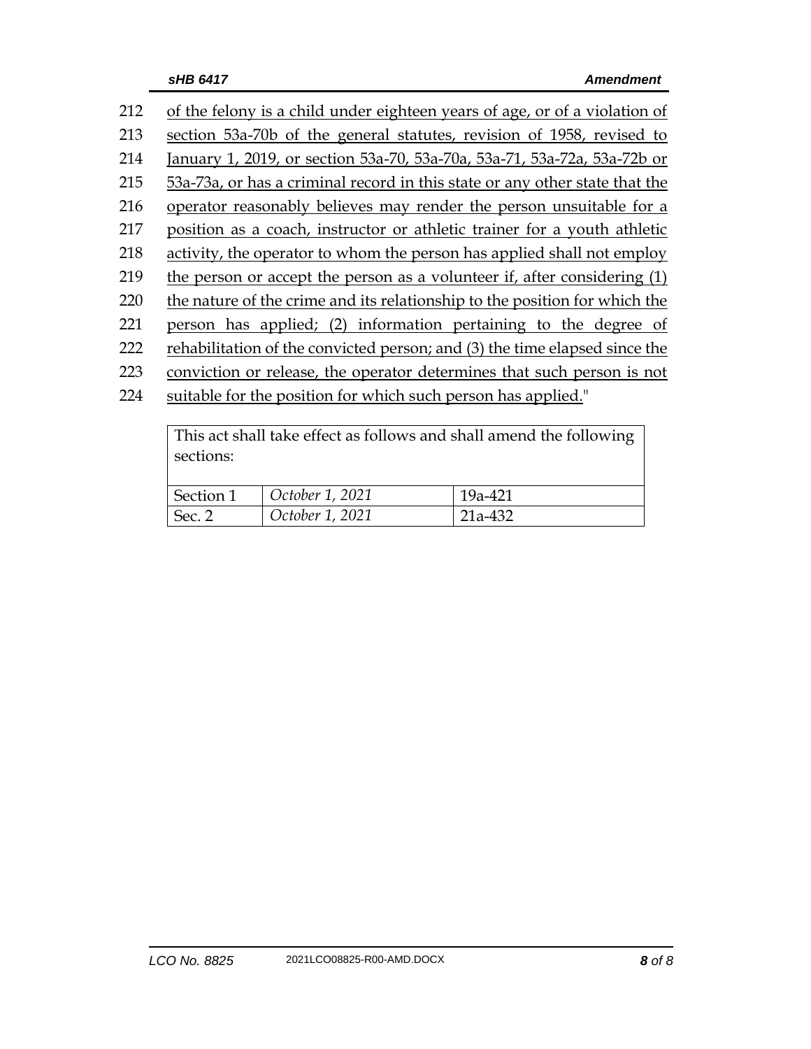212 of the felony is a child under eighteen years of age, or of a violation of
213 section 53a-70b of the general statutes, revision of 1958, revised to
214 January 1, 2019, or section 53a-70, 53a-70a, 53a-71, 53a-72a, 53a-72b or
215 53a-73a, or has a criminal record in this state or any other state that the
216 operator reasonably believes may render the person unsuitable for a
217 position as a coach, instructor or athletic trainer for a youth athletic
218 activity, the operator to whom the person has applied shall not employ
219 the person or accept the person as a volunteer if, after considering (1)
220 the nature of the crime and its relationship to the position for which the
221 person has applied; (2) information pertaining to the degree of
222 rehabilitation of the convicted person; and (3) the time elapsed since the
223 conviction or release, the operator determines that such person is not
224 suitable for the position for which such person has applied."

| This act shall take effect as follows and shall amend the following sections: | | |
|---|---|---|
| Section 1 | *October 1, 2021* | 19a-421 |
| Sec. 2 | *October 1, 2021* | 21a-432 |